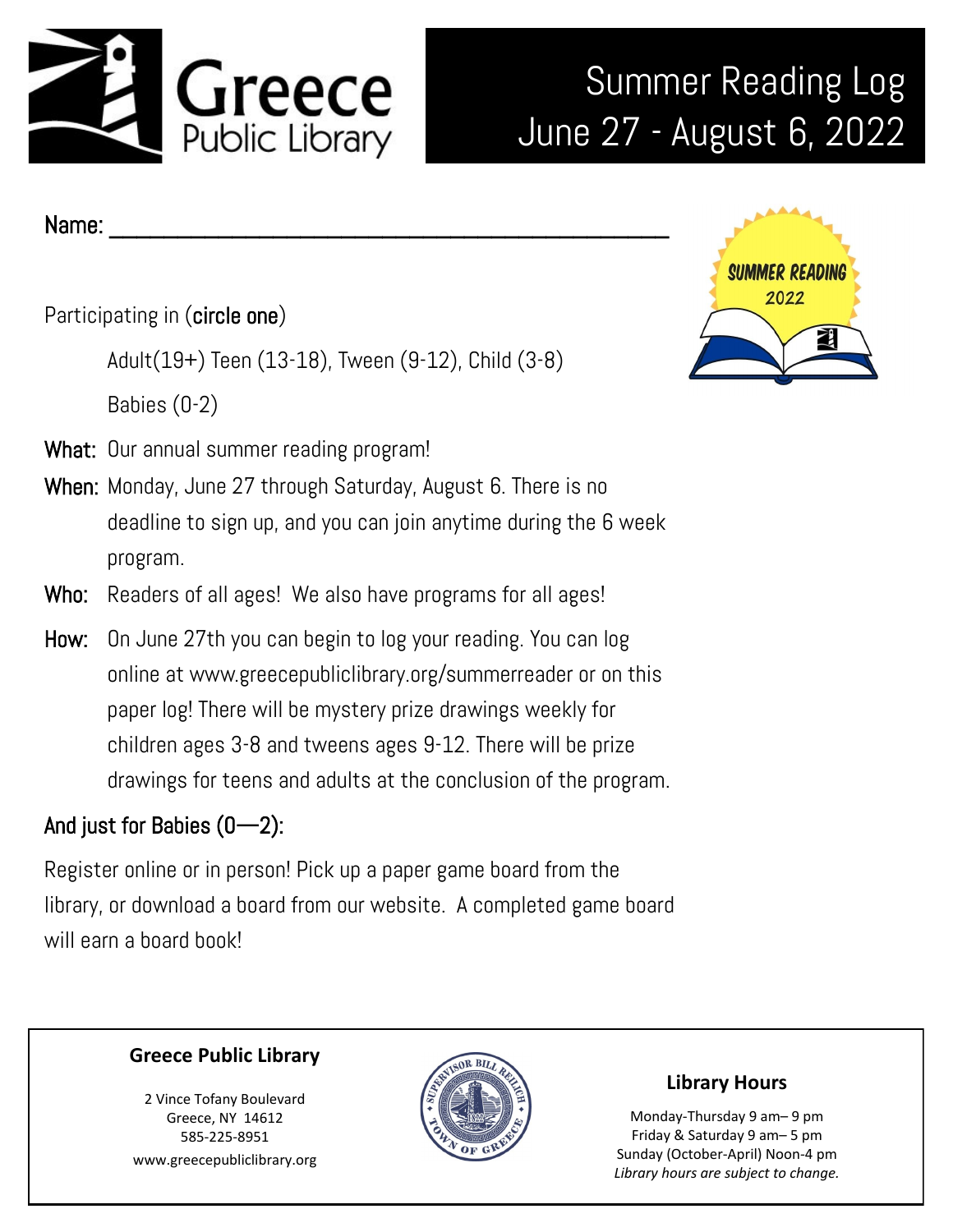Greece Public Library

# Summer Reading Log June 27 - August 6, 2022

SUMMER READING 2022

Name: ______________________________________________

Participating in (**circle one**)

Adult(19+) Teen (13-18), Tween (9-12), Child (3-8)

Babies (0-2)

**What:** Our annual summer reading program!

**When:** Monday, June 27 through Saturday, August 6. There is no deadline to sign up, and you can join anytime during the 6 week program.

**Who:** Readers of all ages! We also have programs for all ages!

**How:** On June 27th you can begin to log your reading. You can log online at www.greecepubliclibrary.org/summerreader or on this paper log! There will be mystery prize drawings weekly for children ages 3-8 and tweens ages 9-12. There will be prize drawings for teens and adults at the conclusion of the program.

## And just for Babies (0—2):

Register online or in person! Pick up a paper game board from the library, or download a board from our website. A completed game board will earn a board book!

**Greece Public Library**

2 Vince Tofany Boulevard
Greece, NY 14612
585-225-8951
www.greecepubliclibrary.org

SUPERVISOR BILL REILICH · TOWN OF GREECE · 1822

**Library Hours**

Monday-Thursday 9 am– 9 pm
Friday & Saturday 9 am– 5 pm
Sunday (October-April) Noon-4 pm
*Library hours are subject to change.*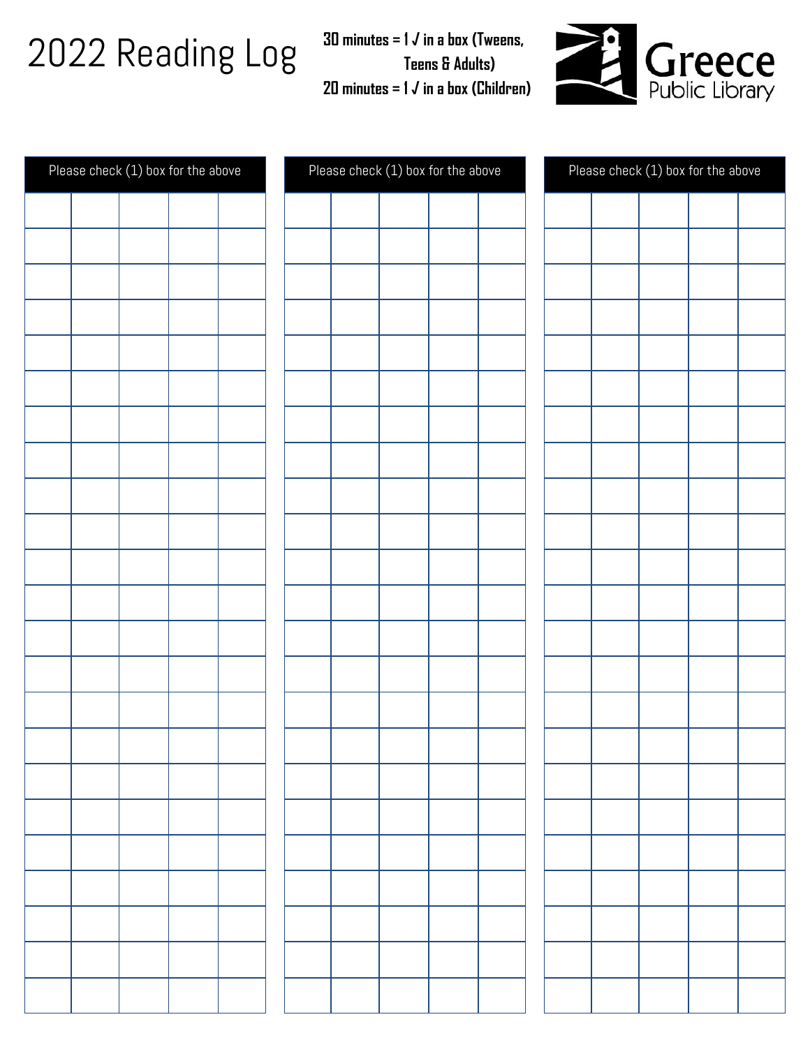# 2022 Reading Log

**30 minutes = 1 √ in a box (Tweens, Teens & Adults)**
**20 minutes = 1 √ in a box (Children)**

Greece Public Library

| Please check (1) box for the above | | | | |
|---|---|---|---|---|
| | | | | |
| | | | | |
| | | | | |
| | | | | |
| | | | | |
| | | | | |
| | | | | |
| | | | | |
| | | | | |
| | | | | |
| | | | | |
| | | | | |
| | | | | |
| | | | | |
| | | | | |
| | | | | |
| | | | | |
| | | | | |
| | | | | |
| | | | | |
| | | | | |
| | | | | |
| | | | | |

| Please check (1) box for the above | | | | |
|---|---|---|---|---|
| | | | | |
| | | | | |
| | | | | |
| | | | | |
| | | | | |
| | | | | |
| | | | | |
| | | | | |
| | | | | |
| | | | | |
| | | | | |
| | | | | |
| | | | | |
| | | | | |
| | | | | |
| | | | | |
| | | | | |
| | | | | |
| | | | | |
| | | | | |
| | | | | |
| | | | | |
| | | | | |

| Please check (1) box for the above | | | | |
|---|---|---|---|---|
| | | | | |
| | | | | |
| | | | | |
| | | | | |
| | | | | |
| | | | | |
| | | | | |
| | | | | |
| | | | | |
| | | | | |
| | | | | |
| | | | | |
| | | | | |
| | | | | |
| | | | | |
| | | | | |
| | | | | |
| | | | | |
| | | | | |
| | | | | |
| | | | | |
| | | | | |
| | | | | |